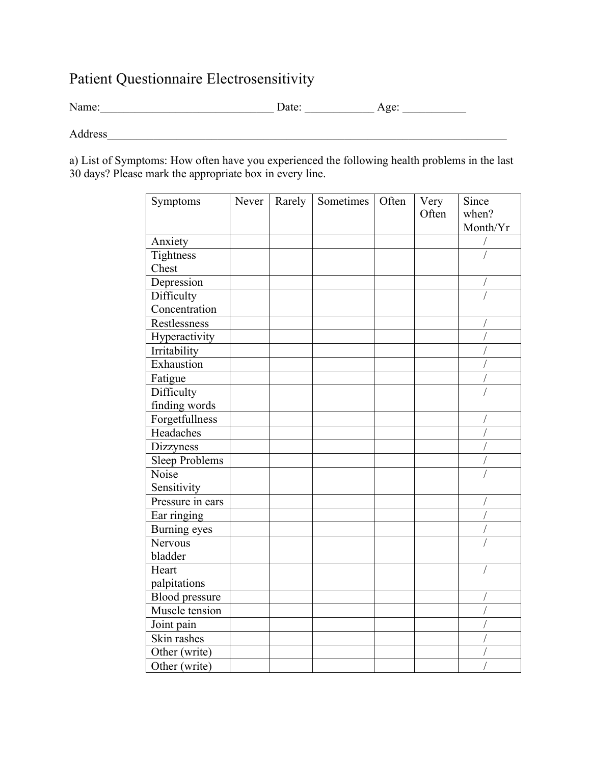# Patient Questionnaire Electrosensitivity

Name:______________________________ Date: ____________ Age: ___________

Address___________________________________________________________________________

a) List of Symptoms: How often have you experienced the following health problems in the last 30 days? Please mark the appropriate box in every line.

| Symptoms | Never | Rarely | Sometimes | Often | Very Often | Since when? Month/Yr |
|---|---|---|---|---|---|---|
| Anxiety | | | | | | / |
| Tightness Chest | | | | | | / |
| Depression | | | | | | / |
| Difficulty Concentration | | | | | | / |
| Restlessness | | | | | | / |
| Hyperactivity | | | | | | / |
| Irritability | | | | | | / |
| Exhaustion | | | | | | / |
| Fatigue | | | | | | / |
| Difficulty finding words | | | | | | / |
| Forgetfullness | | | | | | / |
| Headaches | | | | | | / |
| Dizzyness | | | | | | / |
| Sleep Problems | | | | | | / |
| Noise Sensitivity | | | | | | / |
| Pressure in ears | | | | | | / |
| Ear ringing | | | | | | / |
| Burning eyes | | | | | | / |
| Nervous bladder | | | | | | / |
| Heart palpitations | | | | | | / |
| Blood pressure | | | | | | / |
| Muscle tension | | | | | | / |
| Joint pain | | | | | | / |
| Skin rashes | | | | | | / |
| Other (write) | | | | | | / |
| Other (write) | | | | | | / |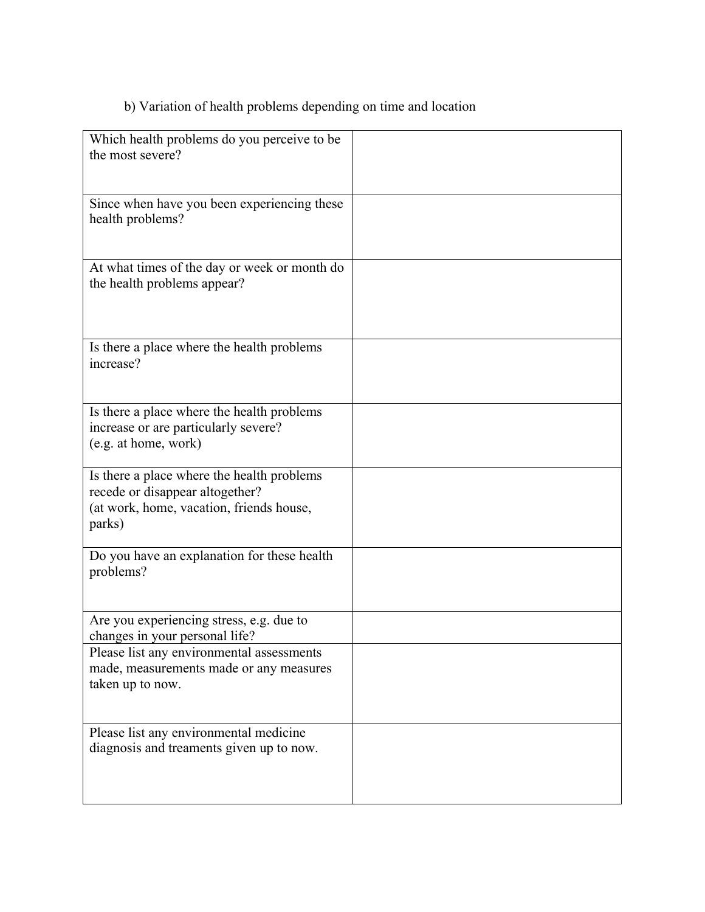b) Variation of health problems depending on time and location

| | |
|---|---|
| Which health problems do you perceive to be the most severe? | |
| Since when have you been experiencing these health problems? | |
| At what times of the day or week or month do the health problems appear? | |
| Is there a place where the health problems increase? | |
| Is there a place where the health problems increase or are particularly severe? (e.g. at home, work) | |
| Is there a place where the health problems recede or disappear altogether? (at work, home, vacation, friends house, parks) | |
| Do you have an explanation for these health problems? | |
| Are you experiencing stress, e.g. due to changes in your personal life? | |
| Please list any environmental assessments made, measurements made or any measures taken up to now. | |
| Please list any environmental medicine diagnosis and treaments given up to now. | |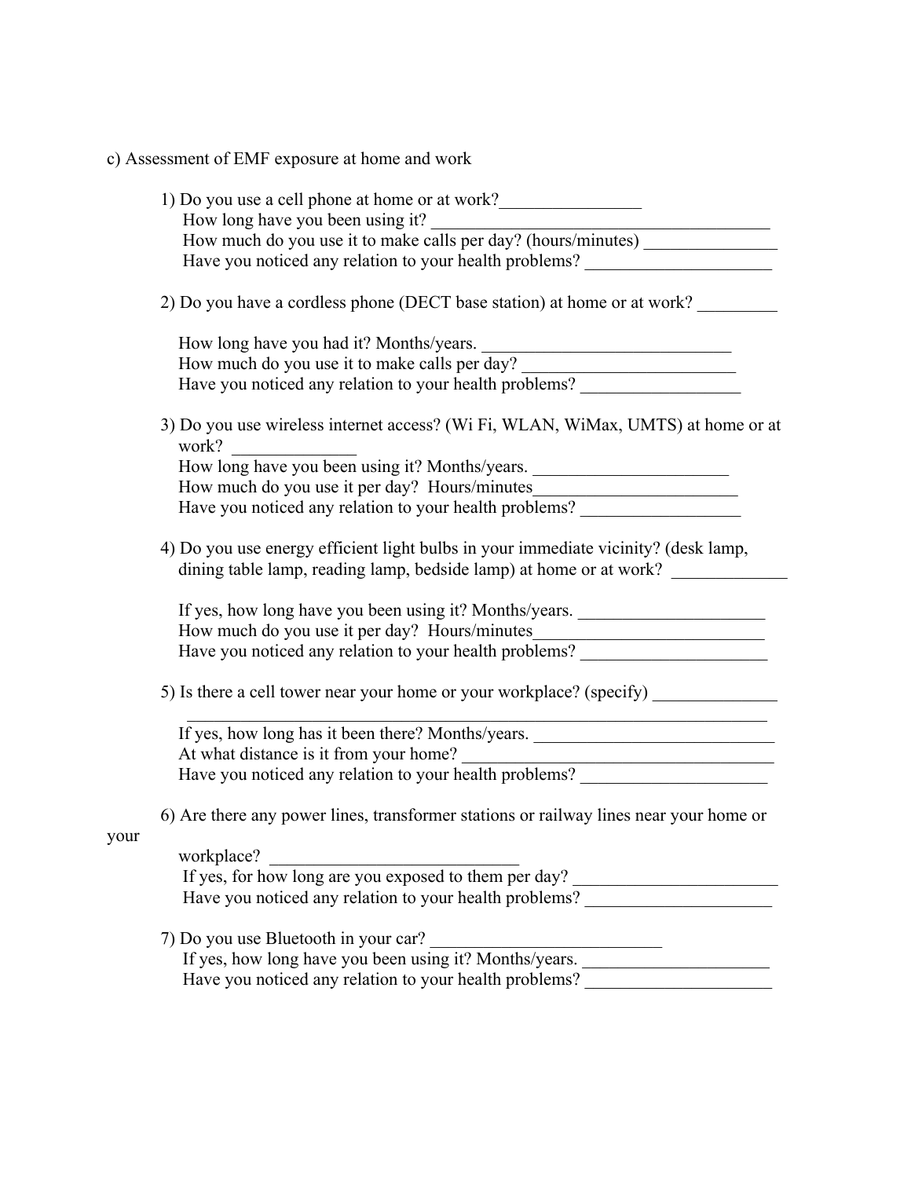c) Assessment of EMF exposure at home and work

1) Do you use a cell phone at home or at work?________________
   How long have you been using it? ______________________________________
   How much do you use it to make calls per day? (hours/minutes) _______________
   Have you noticed any relation to your health problems? _____________________

2) Do you have a cordless phone (DECT base station) at home or at work? _________

   How long have you had it? Months/years. _____________________________
   How much do you use it to make calls per day? ________________________
   Have you noticed any relation to your health problems? __________________

3) Do you use wireless internet access? (Wi Fi, WLAN, WiMax, UMTS) at home or at work? ______________
   How long have you been using it? Months/years. ______________________
   How much do you use it per day? Hours/minutes_______________________
   Have you noticed any relation to your health problems? __________________

4) Do you use energy efficient light bulbs in your immediate vicinity? (desk lamp, dining table lamp, reading lamp, bedside lamp) at home or at work? _____________

   If yes, how long have you been using it? Months/years. _____________________
   How much do you use it per day? Hours/minutes__________________________
   Have you noticed any relation to your health problems? _____________________

5) Is there a cell tower near your home or your workplace? (specify) ______________
   _____________________________________________________________________
   If yes, how long has it been there? Months/years. ___________________________
   At what distance is it from your home? ____________________________________
   Have you noticed any relation to your health problems? _____________________

6) Are there any power lines, transformer stations or railway lines near your home or your workplace? ____________________________
   If yes, for how long are you exposed to them per day? _______________________
   Have you noticed any relation to your health problems? _____________________

7) Do you use Bluetooth in your car? __________________________
   If yes, how long have you been using it? Months/years. _____________________
   Have you noticed any relation to your health problems? _____________________